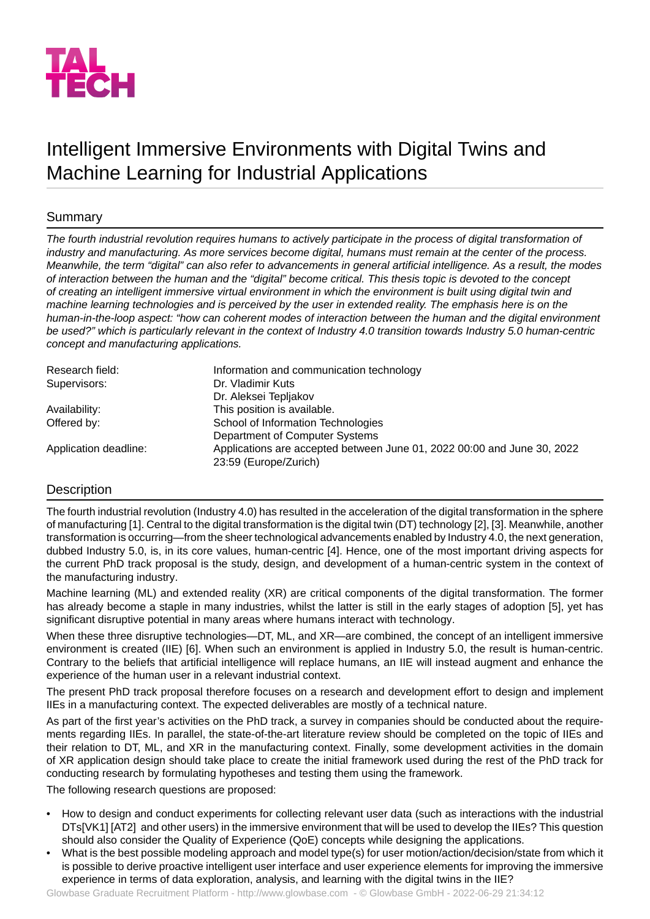# Intelligent Immersive Environments with Digital Twins and Machine Learning for Industrial Applications

## Summary

*The fourth industrial revolution requires humans to actively participate in the process of digital transformation of industry and manufacturing. As more services become digital, humans must remain at the center of the process. Meanwhile, the term "digital" can also refer to advancements in general artificial intelligence. As a result, the modes of interaction between the human and the "digital" become critical. This thesis topic is devoted to the concept of creating an intelligent immersive virtual environment in which the environment is built using digital twin and machine learning technologies and is perceived by the user in extended reality. The emphasis here is on the human-in-the-loop aspect: "how can coherent modes of interaction between the human and the digital environment be used?" which is particularly relevant in the context of Industry 4.0 transition towards Industry 5.0 human-centric concept and manufacturing applications.*

| | |
|---|---|
| Research field: | Information and communication technology |
| Supervisors: | Dr. Vladimir Kuts<br>Dr. Aleksei Tepljakov |
| Availability: | This position is available. |
| Offered by: | School of Information Technologies<br>Department of Computer Systems |
| Application deadline: | Applications are accepted between June 01, 2022 00:00 and June 30, 2022 23:59 (Europe/Zurich) |

## Description

The fourth industrial revolution (Industry 4.0) has resulted in the acceleration of the digital transformation in the sphere of manufacturing [1]. Central to the digital transformation is the digital twin (DT) technology [2], [3]. Meanwhile, another transformation is occurring—from the sheer technological advancements enabled by Industry 4.0, the next generation, dubbed Industry 5.0, is, in its core values, human-centric [4]. Hence, one of the most important driving aspects for the current PhD track proposal is the study, design, and development of a human-centric system in the context of the manufacturing industry.

Machine learning (ML) and extended reality (XR) are critical components of the digital transformation. The former has already become a staple in many industries, whilst the latter is still in the early stages of adoption [5], yet has significant disruptive potential in many areas where humans interact with technology.

When these three disruptive technologies—DT, ML, and XR—are combined, the concept of an intelligent immersive environment is created (IIE) [6]. When such an environment is applied in Industry 5.0, the result is human-centric. Contrary to the beliefs that artificial intelligence will replace humans, an IIE will instead augment and enhance the experience of the human user in a relevant industrial context.

The present PhD track proposal therefore focuses on a research and development effort to design and implement IIEs in a manufacturing context. The expected deliverables are mostly of a technical nature.

As part of the first year's activities on the PhD track, a survey in companies should be conducted about the requirements regarding IIEs. In parallel, the state-of-the-art literature review should be completed on the topic of IIEs and their relation to DT, ML, and XR in the manufacturing context. Finally, some development activities in the domain of XR application design should take place to create the initial framework used during the rest of the PhD track for conducting research by formulating hypotheses and testing them using the framework.

The following research questions are proposed:

- How to design and conduct experiments for collecting relevant user data (such as interactions with the industrial DTs[VK1] [AT2] and other users) in the immersive environment that will be used to develop the IIEs? This question should also consider the Quality of Experience (QoE) concepts while designing the applications.
- What is the best possible modeling approach and model type(s) for user motion/action/decision/state from which it is possible to derive proactive intelligent user interface and user experience elements for improving the immersive experience in terms of data exploration, analysis, and learning with the digital twins in the IIE?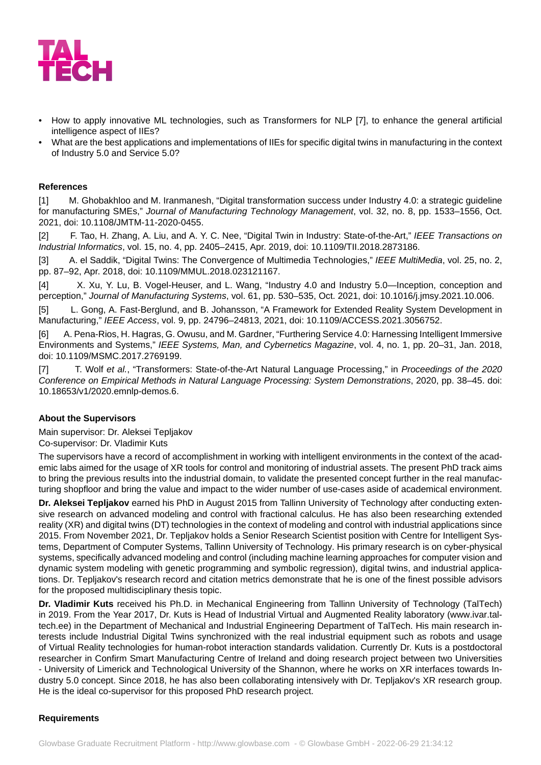- How to apply innovative ML technologies, such as Transformers for NLP [7], to enhance the general artificial intelligence aspect of IIEs?
- What are the best applications and implementations of IIEs for specific digital twins in manufacturing in the context of Industry 5.0 and Service 5.0?

**References**

[1] M. Ghobakhloo and M. Iranmanesh, “Digital transformation success under Industry 4.0: a strategic guideline for manufacturing SMEs,” *Journal of Manufacturing Technology Management*, vol. 32, no. 8, pp. 1533–1556, Oct. 2021, doi: 10.1108/JMTM-11-2020-0455.

[2] F. Tao, H. Zhang, A. Liu, and A. Y. C. Nee, “Digital Twin in Industry: State-of-the-Art,” *IEEE Transactions on Industrial Informatics*, vol. 15, no. 4, pp. 2405–2415, Apr. 2019, doi: 10.1109/TII.2018.2873186.

[3] A. el Saddik, “Digital Twins: The Convergence of Multimedia Technologies,” *IEEE MultiMedia*, vol. 25, no. 2, pp. 87–92, Apr. 2018, doi: 10.1109/MMUL.2018.023121167.

[4] X. Xu, Y. Lu, B. Vogel-Heuser, and L. Wang, “Industry 4.0 and Industry 5.0—Inception, conception and perception,” *Journal of Manufacturing Systems*, vol. 61, pp. 530–535, Oct. 2021, doi: 10.1016/j.jmsy.2021.10.006.

[5] L. Gong, A. Fast-Berglund, and B. Johansson, “A Framework for Extended Reality System Development in Manufacturing,” *IEEE Access*, vol. 9, pp. 24796–24813, 2021, doi: 10.1109/ACCESS.2021.3056752.

[6] A. Pena-Rios, H. Hagras, G. Owusu, and M. Gardner, “Furthering Service 4.0: Harnessing Intelligent Immersive Environments and Systems,” *IEEE Systems, Man, and Cybernetics Magazine*, vol. 4, no. 1, pp. 20–31, Jan. 2018, doi: 10.1109/MSMC.2017.2769199.

[7] T. Wolf *et al.*, “Transformers: State-of-the-Art Natural Language Processing,” in *Proceedings of the 2020 Conference on Empirical Methods in Natural Language Processing: System Demonstrations*, 2020, pp. 38–45. doi: 10.18653/v1/2020.emnlp-demos.6.

**About the Supervisors**

Main supervisor: Dr. Aleksei Tepljakov
Co-supervisor: Dr. Vladimir Kuts

The supervisors have a record of accomplishment in working with intelligent environments in the context of the academic labs aimed for the usage of XR tools for control and monitoring of industrial assets. The present PhD track aims to bring the previous results into the industrial domain, to validate the presented concept further in the real manufacturing shopfloor and bring the value and impact to the wider number of use-cases aside of academical environment.

**Dr. Aleksei Tepljakov** earned his PhD in August 2015 from Tallinn University of Technology after conducting extensive research on advanced modeling and control with fractional calculus. He has also been researching extended reality (XR) and digital twins (DT) technologies in the context of modeling and control with industrial applications since 2015. From November 2021, Dr. Tepljakov holds a Senior Research Scientist position with Centre for Intelligent Systems, Department of Computer Systems, Tallinn University of Technology. His primary research is on cyber-physical systems, specifically advanced modeling and control (including machine learning approaches for computer vision and dynamic system modeling with genetic programming and symbolic regression), digital twins, and industrial applications. Dr. Tepljakov's research record and citation metrics demonstrate that he is one of the finest possible advisors for the proposed multidisciplinary thesis topic.

**Dr. Vladimir Kuts** received his Ph.D. in Mechanical Engineering from Tallinn University of Technology (TalTech) in 2019. From the Year 2017, Dr. Kuts is Head of Industrial Virtual and Augmented Reality laboratory (www.ivar.taltech.ee) in the Department of Mechanical and Industrial Engineering Department of TalTech. His main research interests include Industrial Digital Twins synchronized with the real industrial equipment such as robots and usage of Virtual Reality technologies for human-robot interaction standards validation. Currently Dr. Kuts is a postdoctoral researcher in Confirm Smart Manufacturing Centre of Ireland and doing research project between two Universities - University of Limerick and Technological University of the Shannon, where he works on XR interfaces towards Industry 5.0 concept. Since 2018, he has also been collaborating intensively with Dr. Tepljakov's XR research group. He is the ideal co-supervisor for this proposed PhD research project.

**Requirements**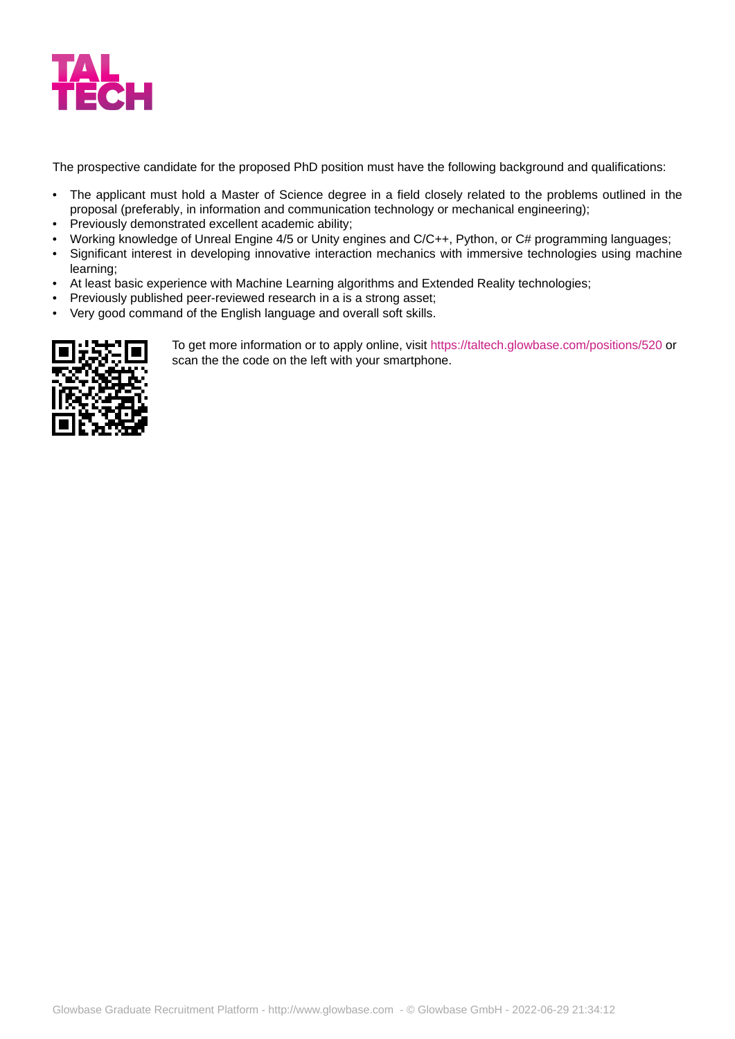The prospective candidate for the proposed PhD position must have the following background and qualifications:

- The applicant must hold a Master of Science degree in a field closely related to the problems outlined in the proposal (preferably, in information and communication technology or mechanical engineering);
- Previously demonstrated excellent academic ability;
- Working knowledge of Unreal Engine 4/5 or Unity engines and C/C++, Python, or C# programming languages;
- Significant interest in developing innovative interaction mechanics with immersive technologies using machine learning;
- At least basic experience with Machine Learning algorithms and Extended Reality technologies;
- Previously published peer-reviewed research in a is a strong asset;
- Very good command of the English language and overall soft skills.

To get more information or to apply online, visit https://taltech.glowbase.com/positions/520 or scan the the code on the left with your smartphone.